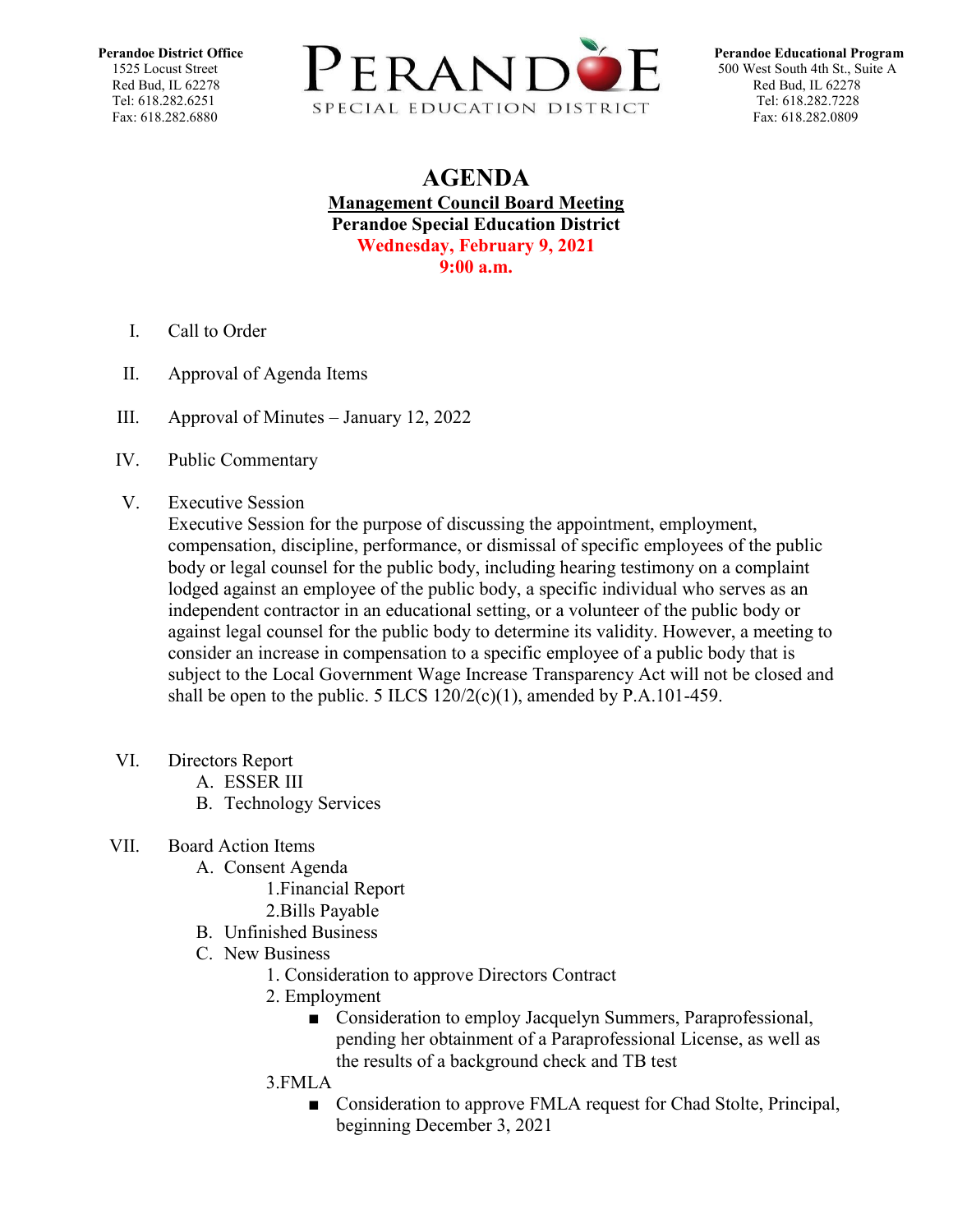**Perandoe District Office**
1525 Locust Street
Red Bud, IL 62278
Tel: 618.282.6251
Fax: 618.282.6880

PERANDOE
SPECIAL EDUCATION DISTRICT

**Perandoe Educational Program**
500 West South 4th St., Suite A
Red Bud, IL 62278
Tel: 618.282.7228
Fax: 618.282.0809

# AGENDA

**Management Council Board Meeting**
**Perandoe Special Education District**
**Wednesday, February 9, 2021**
**9:00 a.m.**

I. Call to Order

II. Approval of Agenda Items

III. Approval of Minutes – January 12, 2022

IV. Public Commentary

V. Executive Session
Executive Session for the purpose of discussing the appointment, employment, compensation, discipline, performance, or dismissal of specific employees of the public body or legal counsel for the public body, including hearing testimony on a complaint lodged against an employee of the public body, a specific individual who serves as an independent contractor in an educational setting, or a volunteer of the public body or against legal counsel for the public body to determine its validity. However, a meeting to consider an increase in compensation to a specific employee of a public body that is subject to the Local Government Wage Increase Transparency Act will not be closed and shall be open to the public. 5 ILCS 120/2(c)(1), amended by P.A.101-459.

VI. Directors Report
   A. ESSER III
   B. Technology Services

VII. Board Action Items
   A. Consent Agenda
      1.Financial Report
      2.Bills Payable
   B. Unfinished Business
   C. New Business
      1. Consideration to approve Directors Contract
      2. Employment
         - Consideration to employ Jacquelyn Summers, Paraprofessional, pending her obtainment of a Paraprofessional License, as well as the results of a background check and TB test
      3.FMLA
         - Consideration to approve FMLA request for Chad Stolte, Principal, beginning December 3, 2021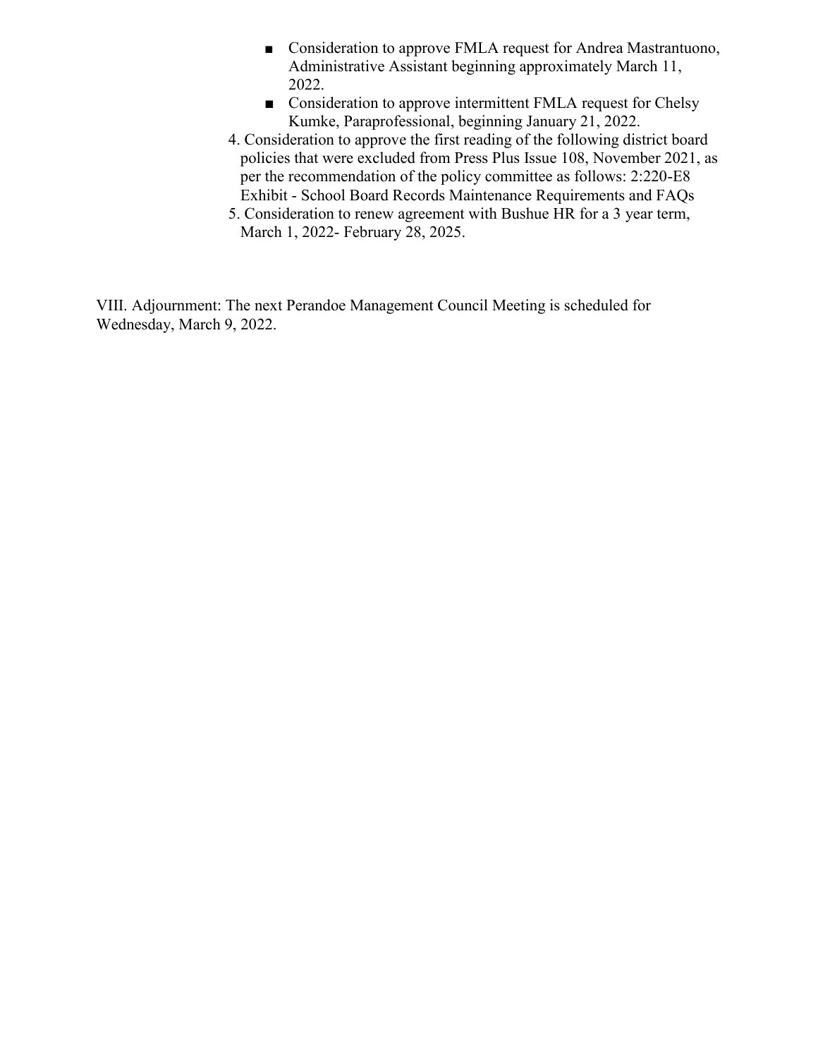- Consideration to approve FMLA request for Andrea Mastrantuono, Administrative Assistant beginning approximately March 11, 2022.
- Consideration to approve intermittent FMLA request for Chelsy Kumke, Paraprofessional, beginning January 21, 2022.

4. Consideration to approve the first reading of the following district board policies that were excluded from Press Plus Issue 108, November 2021, as per the recommendation of the policy committee as follows: 2:220-E8 Exhibit - School Board Records Maintenance Requirements and FAQs
5. Consideration to renew agreement with Bushue HR for a 3 year term, March 1, 2022- February 28, 2025.

VIII. Adjournment: The next Perandoe Management Council Meeting is scheduled for Wednesday, March 9, 2022.